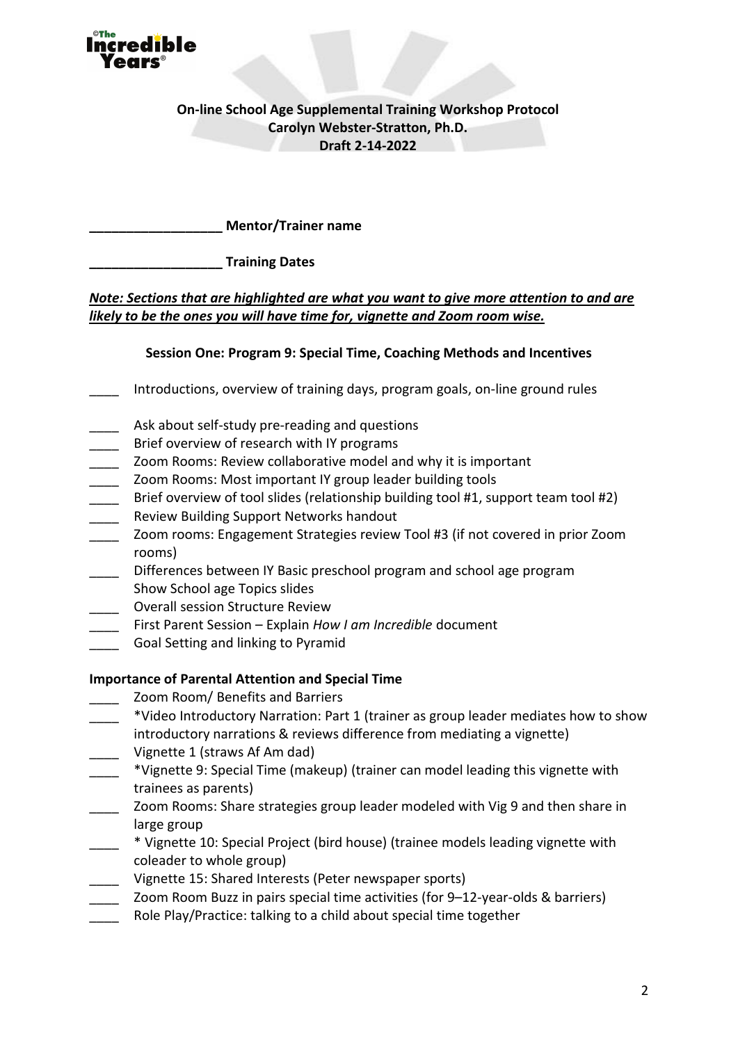**On-line School Age Supplemental Training Workshop Protocol**
**Carolyn Webster-Stratton, Ph.D.**
**Draft 2-14-2022**

**__________________ Mentor/Trainer name**

**__________________ Training Dates**

***Note: Sections that are highlighted are what you want to give more attention to and are likely to be the ones you will have time for, vignette and Zoom room wise.***

**Session One: Program 9: Special Time, Coaching Methods and Incentives**

____ Introductions, overview of training days, program goals, on-line ground rules

____ Ask about self-study pre-reading and questions
____ Brief overview of research with IY programs
____ Zoom Rooms: Review collaborative model and why it is important
____ Zoom Rooms: Most important IY group leader building tools
____ Brief overview of tool slides (relationship building tool #1, support team tool #2)
____ Review Building Support Networks handout
____ Zoom rooms: Engagement Strategies review Tool #3 (if not covered in prior Zoom rooms)
____ Differences between IY Basic preschool program and school age program
Show School age Topics slides
____ Overall session Structure Review
____ First Parent Session – Explain *How I am Incredible* document
____ Goal Setting and linking to Pyramid

**Importance of Parental Attention and Special Time**

____ Zoom Room/ Benefits and Barriers
____ *Video Introductory Narration: Part 1 (trainer as group leader mediates how to show introductory narrations & reviews difference from mediating a vignette)
____ Vignette 1 (straws Af Am dad)
____ *Vignette 9: Special Time (makeup) (trainer can model leading this vignette with trainees as parents)
____ Zoom Rooms: Share strategies group leader modeled with Vig 9 and then share in large group
____ * Vignette 10: Special Project (bird house) (trainee models leading vignette with coleader to whole group)
____ Vignette 15: Shared Interests (Peter newspaper sports)
____ Zoom Room Buzz in pairs special time activities (for 9–12-year-olds & barriers)
____ Role Play/Practice: talking to a child about special time together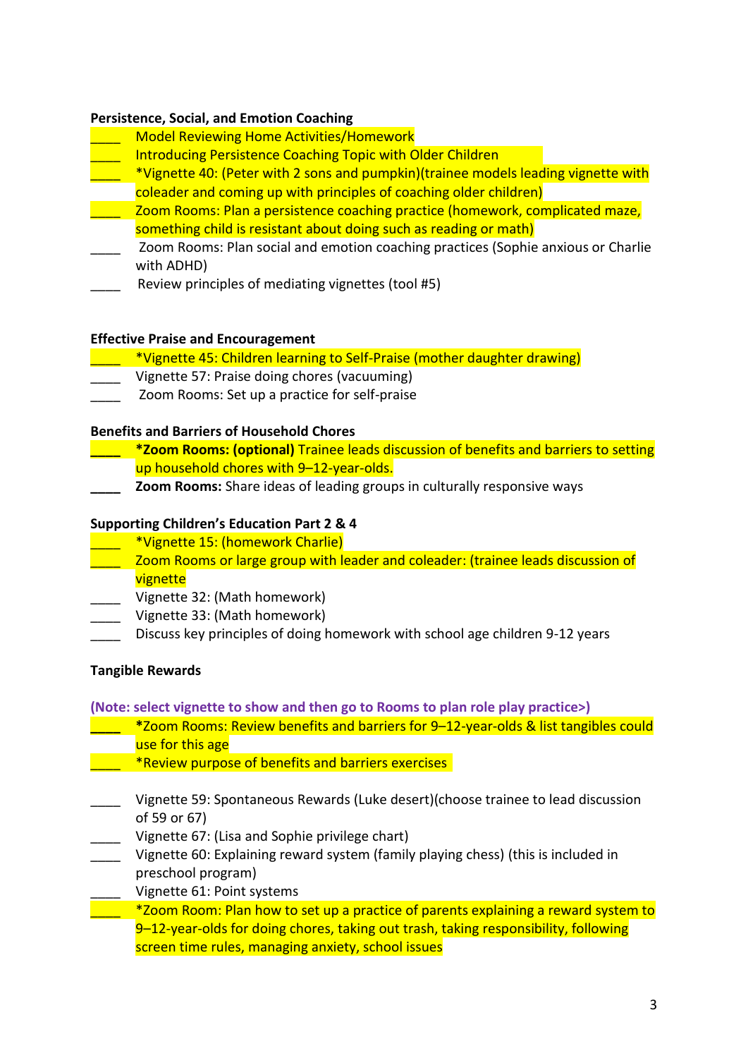**Persistence, Social, and Emotion Coaching**

- ____ Model Reviewing Home Activities/Homework
- ____ Introducing Persistence Coaching Topic with Older Children
- ____ *Vignette 40: (Peter with 2 sons and pumpkin)(trainee models leading vignette with coleader and coming up with principles of coaching older children)
- ____ Zoom Rooms: Plan a persistence coaching practice (homework, complicated maze, something child is resistant about doing such as reading or math)
- ____ Zoom Rooms: Plan social and emotion coaching practices (Sophie anxious or Charlie with ADHD)
- ____ Review principles of mediating vignettes (tool #5)

**Effective Praise and Encouragement**

- ____ *Vignette 45: Children learning to Self-Praise (mother daughter drawing)
- ____ Vignette 57: Praise doing chores (vacuuming)
- ____ Zoom Rooms: Set up a practice for self-praise

**Benefits and Barriers of Household Chores**

- ____ ***Zoom Rooms: (optional)** Trainee leads discussion of benefits and barriers to setting up household chores with 9–12-year-olds.
- ____ **Zoom Rooms:** Share ideas of leading groups in culturally responsive ways

**Supporting Children's Education Part 2 & 4**

- ____ *Vignette 15: (homework Charlie)
- ____ Zoom Rooms or large group with leader and coleader: (trainee leads discussion of vignette
- ____ Vignette 32: (Math homework)
- ____ Vignette 33: (Math homework)
- ____ Discuss key principles of doing homework with school age children 9-12 years

**Tangible Rewards**

**(Note: select vignette to show and then go to Rooms to plan role play practice>)**

- ____ *Zoom Rooms: Review benefits and barriers for 9–12-year-olds & list tangibles could use for this age
- ____ *Review purpose of benefits and barriers exercises

- ____ Vignette 59: Spontaneous Rewards (Luke desert)(choose trainee to lead discussion of 59 or 67)
- ____ Vignette 67: (Lisa and Sophie privilege chart)
- ____ Vignette 60: Explaining reward system (family playing chess) (this is included in preschool program)
- ____ Vignette 61: Point systems
- ____ *Zoom Room: Plan how to set up a practice of parents explaining a reward system to 9–12-year-olds for doing chores, taking out trash, taking responsibility, following screen time rules, managing anxiety, school issues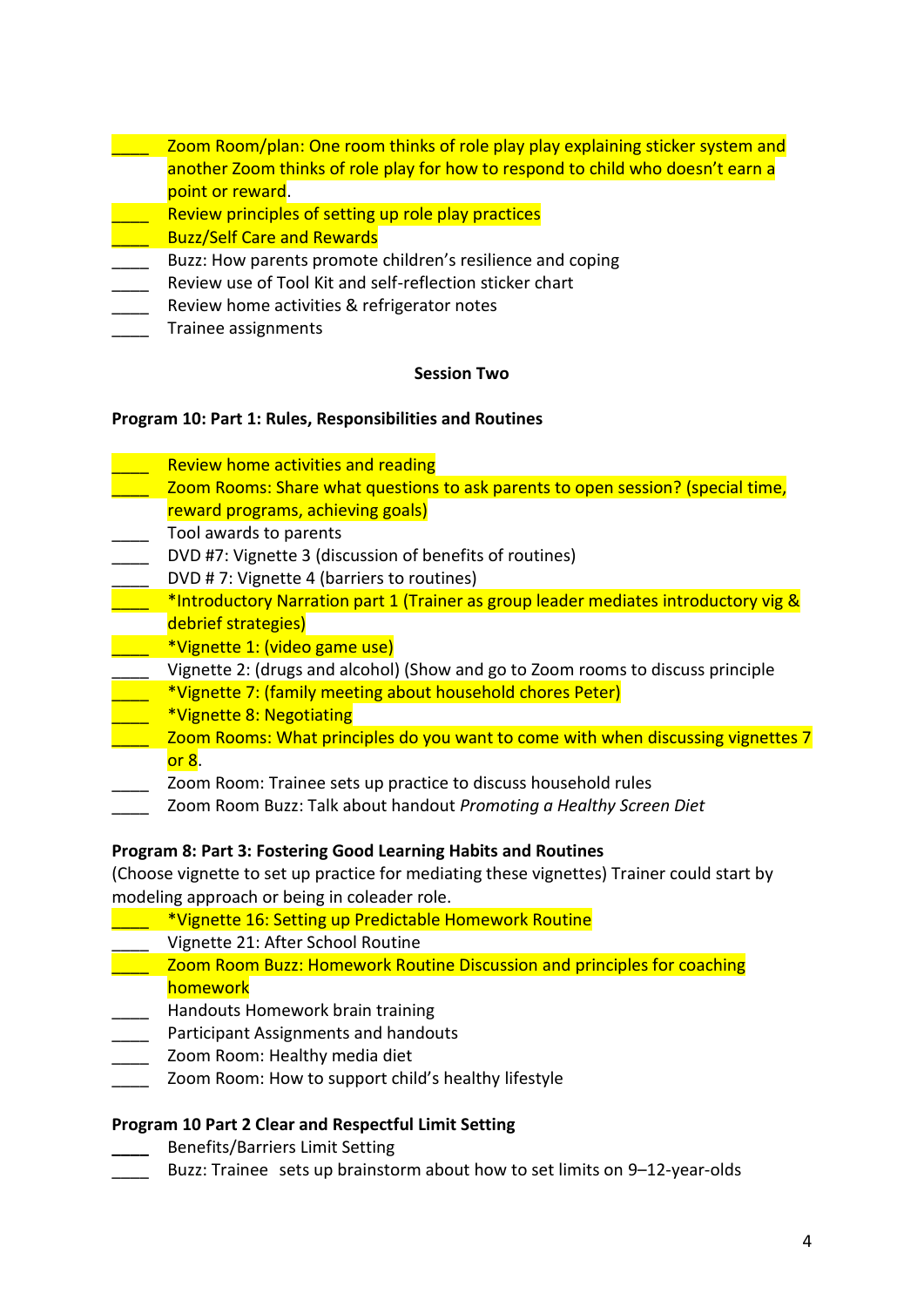____ Zoom Room/plan: One room thinks of role play play explaining sticker system and another Zoom thinks of role play for how to respond to child who doesn't earn a point or reward.
____ Review principles of setting up role play practices
____ Buzz/Self Care and Rewards
____ Buzz: How parents promote children's resilience and coping
____ Review use of Tool Kit and self-reflection sticker chart
____ Review home activities & refrigerator notes
____ Trainee assignments

**Session Two**

**Program 10: Part 1: Rules, Responsibilities and Routines**

____ Review home activities and reading
____ Zoom Rooms: Share what questions to ask parents to open session? (special time, reward programs, achieving goals)
____ Tool awards to parents
____ DVD #7: Vignette 3 (discussion of benefits of routines)
____ DVD # 7: Vignette 4 (barriers to routines)
____ *Introductory Narration part 1 (Trainer as group leader mediates introductory vig & debrief strategies)
____ *Vignette 1: (video game use)
____ Vignette 2: (drugs and alcohol) (Show and go to Zoom rooms to discuss principle
____ *Vignette 7: (family meeting about household chores Peter)
____ *Vignette 8: Negotiating
____ Zoom Rooms: What principles do you want to come with when discussing vignettes 7 or 8.
____ Zoom Room: Trainee sets up practice to discuss household rules
____ Zoom Room Buzz: Talk about handout *Promoting a Healthy Screen Diet*

**Program 8: Part 3: Fostering Good Learning Habits and Routines**

(Choose vignette to set up practice for mediating these vignettes) Trainer could start by modeling approach or being in coleader role.

____ *Vignette 16: Setting up Predictable Homework Routine
____ Vignette 21: After School Routine
____ Zoom Room Buzz: Homework Routine Discussion and principles for coaching homework
____ Handouts Homework brain training
____ Participant Assignments and handouts
____ Zoom Room: Healthy media diet
____ Zoom Room: How to support child's healthy lifestyle

**Program 10 Part 2 Clear and Respectful Limit Setting**

____ Benefits/Barriers Limit Setting
____ Buzz: Trainee sets up brainstorm about how to set limits on 9–12-year-olds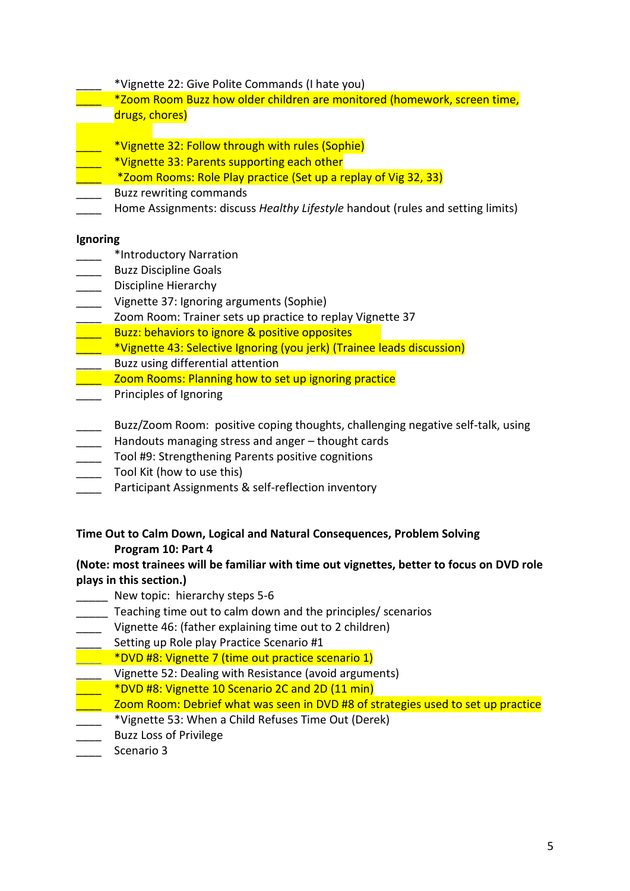____ *Vignette 22: Give Polite Commands (I hate you)
____ *Zoom Room Buzz how older children are monitored (homework, screen time, drugs, chores)

____ *Vignette 32: Follow through with rules (Sophie)
____ *Vignette 33: Parents supporting each other
____ *Zoom Rooms: Role Play practice (Set up a replay of Vig 32, 33)
____ Buzz rewriting commands
____ Home Assignments: discuss *Healthy Lifestyle* handout (rules and setting limits)

**Ignoring**

____ *Introductory Narration
____ Buzz Discipline Goals
____ Discipline Hierarchy
____ Vignette 37: Ignoring arguments (Sophie)
____ Zoom Room: Trainer sets up practice to replay Vignette 37
____ Buzz: behaviors to ignore & positive opposites
____ *Vignette 43: Selective Ignoring (you jerk) (Trainee leads discussion)
____ Buzz using differential attention
____ Zoom Rooms: Planning how to set up ignoring practice
____ Principles of Ignoring

____ Buzz/Zoom Room: positive coping thoughts, challenging negative self-talk, using
____ Handouts managing stress and anger – thought cards
____ Tool #9: Strengthening Parents positive cognitions
____ Tool Kit (how to use this)
____ Participant Assignments & self-reflection inventory

**Time Out to Calm Down, Logical and Natural Consequences, Problem Solving**
**Program 10: Part 4**
**(Note: most trainees will be familiar with time out vignettes, better to focus on DVD role plays in this section.)**

_____ New topic: hierarchy steps 5-6
_____ Teaching time out to calm down and the principles/ scenarios
____ Vignette 46: (father explaining time out to 2 children)
____ Setting up Role play Practice Scenario #1
____ *DVD #8: Vignette 7 (time out practice scenario 1)
____ Vignette 52: Dealing with Resistance (avoid arguments)
____ *DVD #8: Vignette 10 Scenario 2C and 2D (11 min)
____ Zoom Room: Debrief what was seen in DVD #8 of strategies used to set up practice
____ *Vignette 53: When a Child Refuses Time Out (Derek)
____ Buzz Loss of Privilege
____ Scenario 3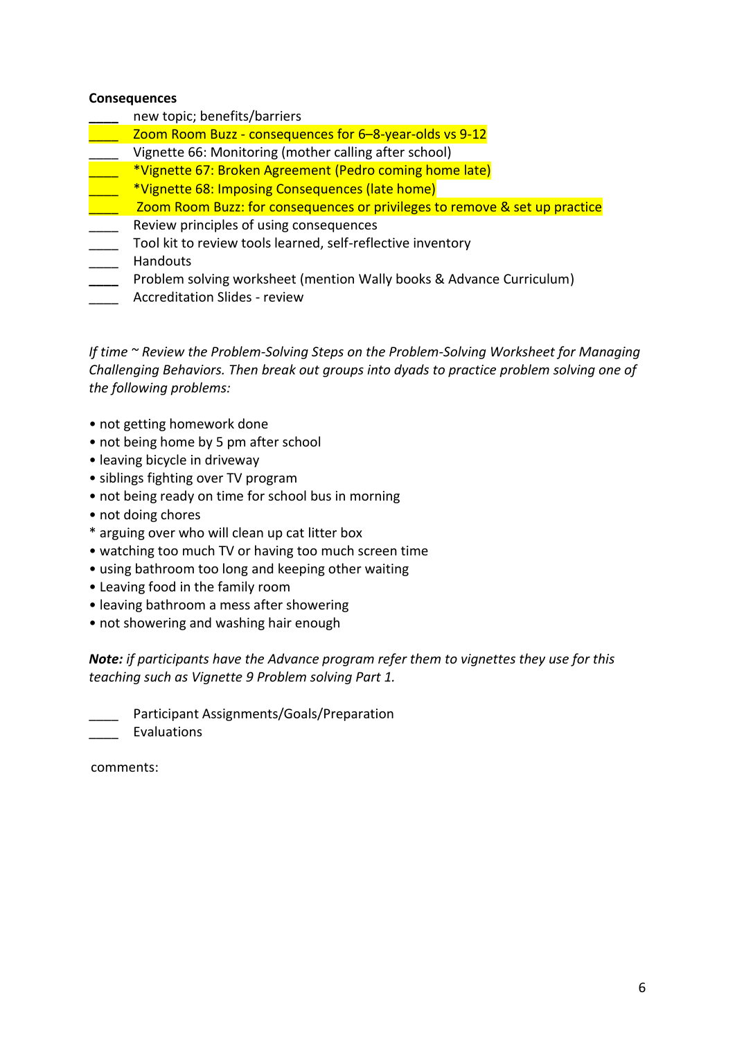**Consequences**

____ new topic; benefits/barriers
____ Zoom Room Buzz - consequences for 6–8-year-olds vs 9-12
____ Vignette 66: Monitoring (mother calling after school)
____ *Vignette 67: Broken Agreement (Pedro coming home late)
____ *Vignette 68: Imposing Consequences (late home)
____ Zoom Room Buzz: for consequences or privileges to remove & set up practice
____ Review principles of using consequences
____ Tool kit to review tools learned, self-reflective inventory
____ Handouts
____ Problem solving worksheet (mention Wally books & Advance Curriculum)
____ Accreditation Slides - review

*If time ~ Review the Problem-Solving Steps on the Problem-Solving Worksheet for Managing Challenging Behaviors. Then break out groups into dyads to practice problem solving one of the following problems:*

• not getting homework done
• not being home by 5 pm after school
• leaving bicycle in driveway
• siblings fighting over TV program
• not being ready on time for school bus in morning
• not doing chores
* arguing over who will clean up cat litter box
• watching too much TV or having too much screen time
• using bathroom too long and keeping other waiting
• Leaving food in the family room
• leaving bathroom a mess after showering
• not showering and washing hair enough

***Note:*** *if participants have the Advance program refer them to vignettes they use for this teaching such as Vignette 9 Problem solving Part 1.*

____ Participant Assignments/Goals/Preparation
____ Evaluations

comments: